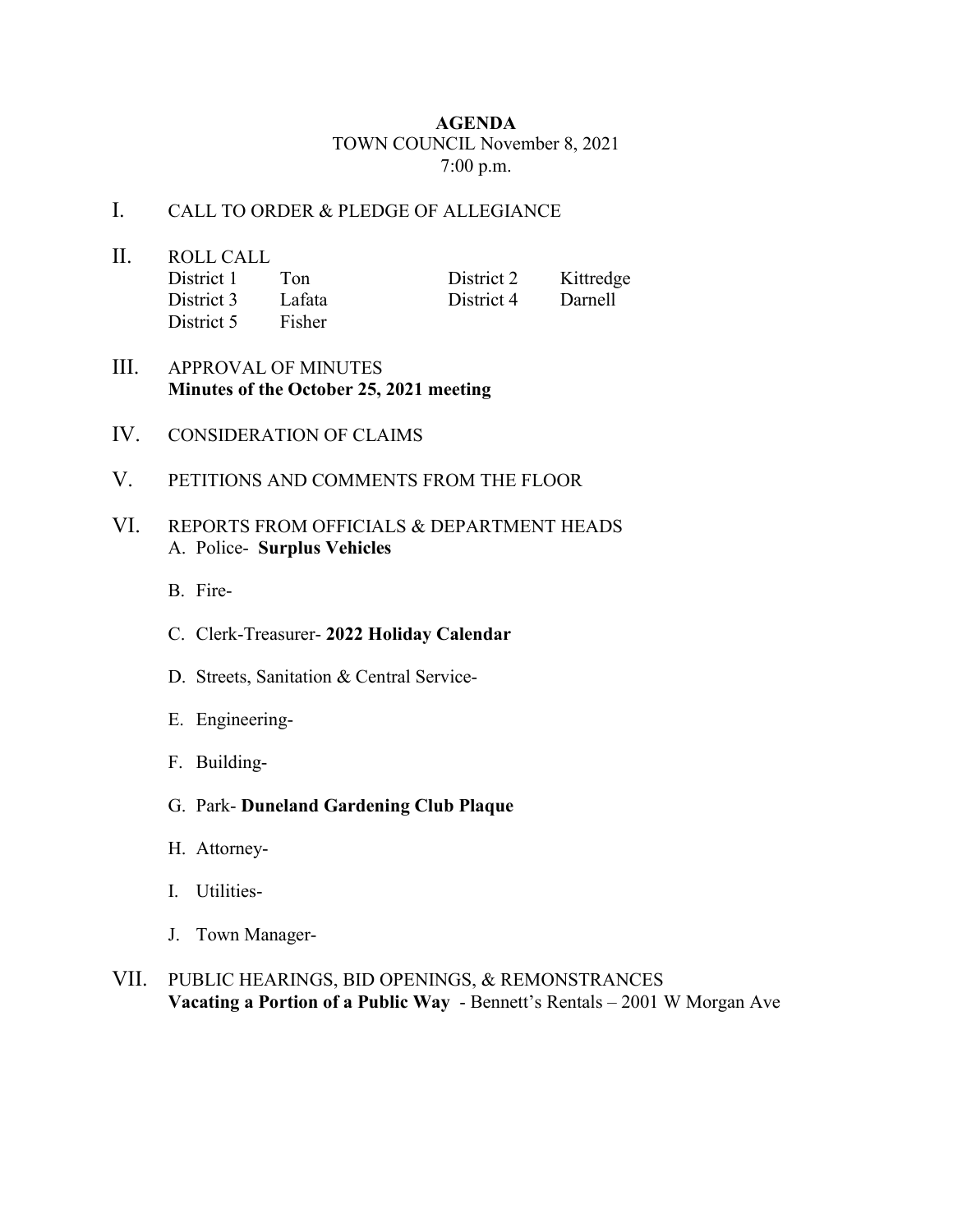# AGENDA

TOWN COUNCIL November 8, 2021
7:00 p.m.

I. CALL TO ORDER & PLEDGE OF ALLEGIANCE

II. ROLL CALL

| | | | |
|---|---|---|---|
| District 1 | Ton | District 2 | Kittredge |
| District 3 | Lafata | District 4 | Darnell |
| District 5 | Fisher | | |

III. APPROVAL OF MINUTES
**Minutes of the October 25, 2021 meeting**

IV. CONSIDERATION OF CLAIMS

V. PETITIONS AND COMMENTS FROM THE FLOOR

VI. REPORTS FROM OFFICIALS & DEPARTMENT HEADS

A. Police- **Surplus Vehicles**

B. Fire-

C. Clerk-Treasurer- **2022 Holiday Calendar**

D. Streets, Sanitation & Central Service-

E. Engineering-

F. Building-

G. Park- **Duneland Gardening Club Plaque**

H. Attorney-

I. Utilities-

J. Town Manager-

VII. PUBLIC HEARINGS, BID OPENINGS, & REMONSTRANCES
**Vacating a Portion of a Public Way** - Bennett's Rentals – 2001 W Morgan Ave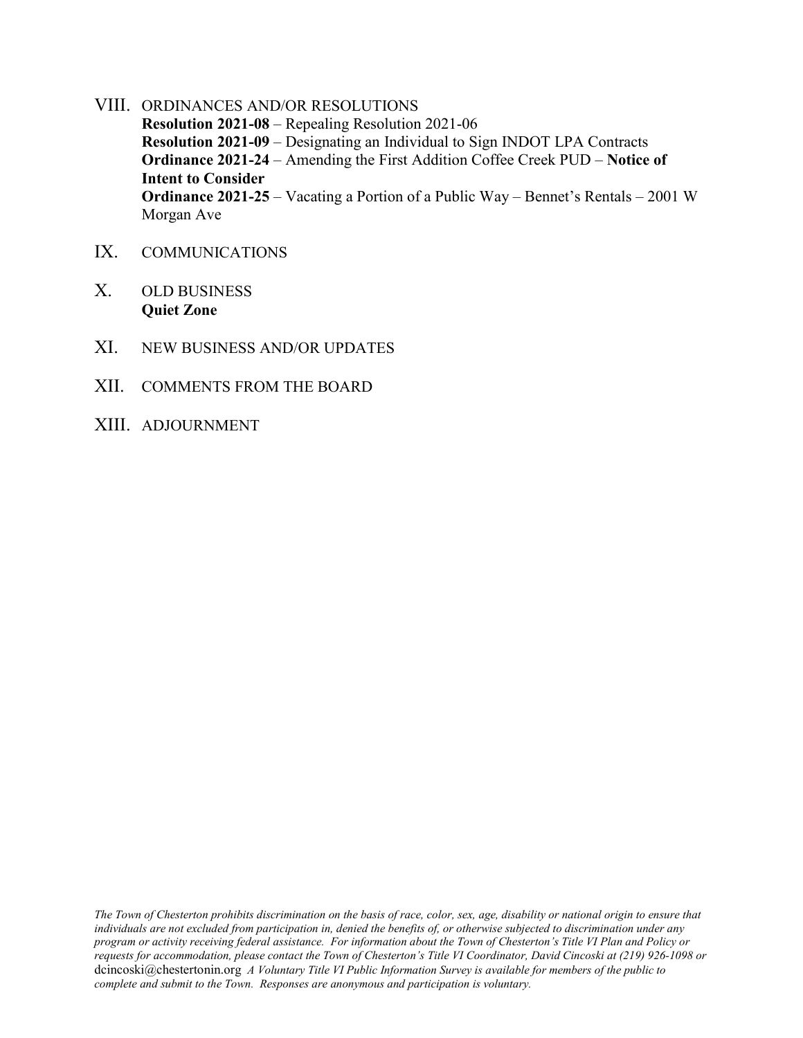VIII. ORDINANCES AND/OR RESOLUTIONS

**Resolution 2021-08** – Repealing Resolution 2021-06
**Resolution 2021-09** – Designating an Individual to Sign INDOT LPA Contracts
**Ordinance 2021-24** – Amending the First Addition Coffee Creek PUD – **Notice of Intent to Consider**
**Ordinance 2021-25** – Vacating a Portion of a Public Way – Bennet's Rentals – 2001 W Morgan Ave

IX. COMMUNICATIONS

X. OLD BUSINESS

**Quiet Zone**

XI. NEW BUSINESS AND/OR UPDATES

XII. COMMENTS FROM THE BOARD

XIII. ADJOURNMENT

*The Town of Chesterton prohibits discrimination on the basis of race, color, sex, age, disability or national origin to ensure that individuals are not excluded from participation in, denied the benefits of, or otherwise subjected to discrimination under any program or activity receiving federal assistance. For information about the Town of Chesterton's Title VI Plan and Policy or requests for accommodation, please contact the Town of Chesterton's Title VI Coordinator, David Cincoski at (219) 926-1098 or* dcincoski@chestertonin.org *A Voluntary Title VI Public Information Survey is available for members of the public to complete and submit to the Town. Responses are anonymous and participation is voluntary.*